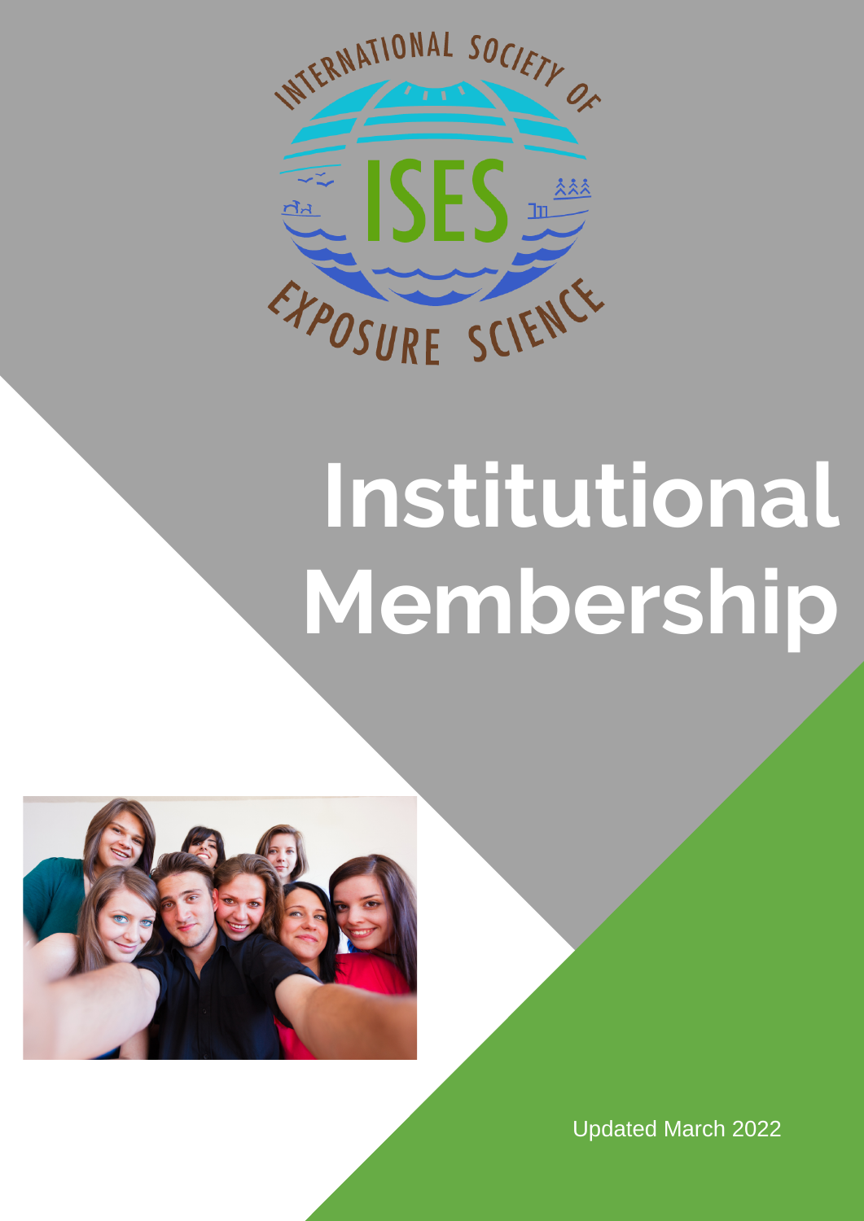INTERNATIONAL SOCIETY OF

ISES

EXPOSURE SCIENCE

# Institutional Membership

Updated March 2022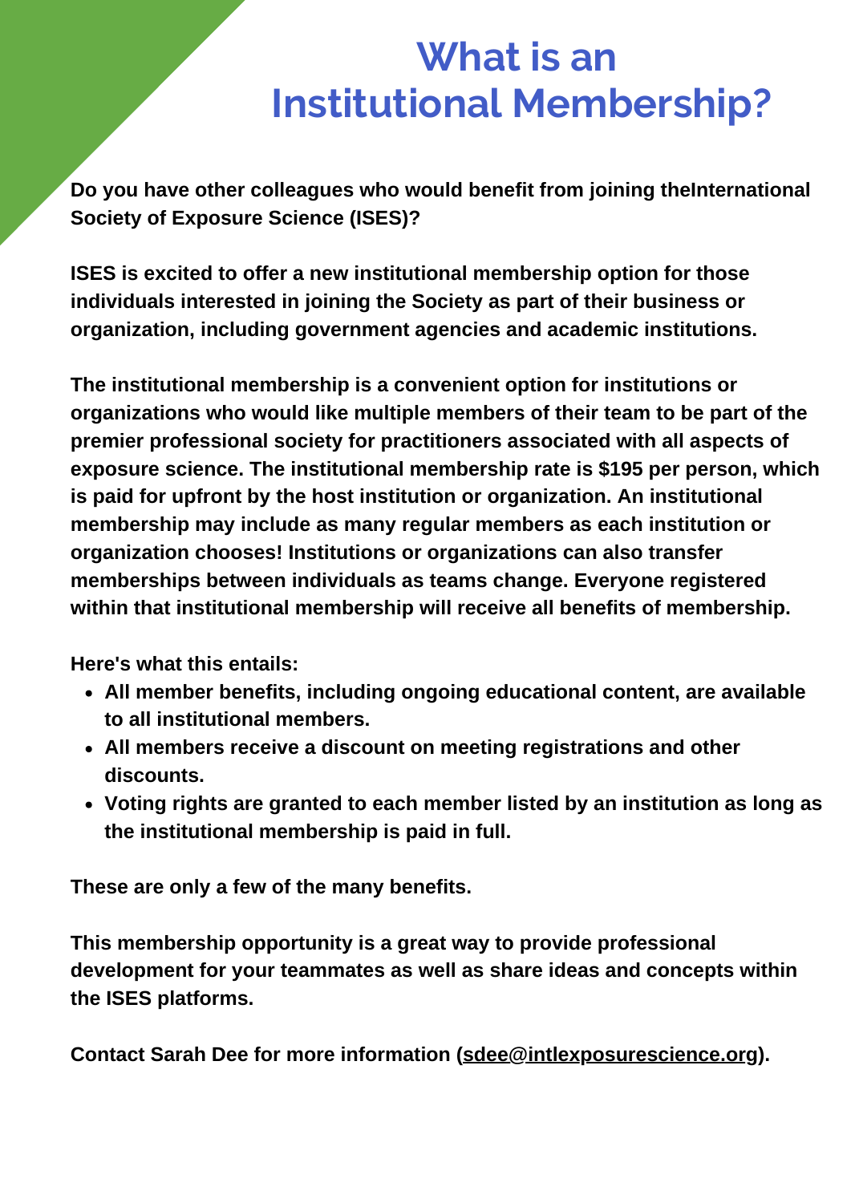# What is an Institutional Membership?

**Do you have other colleagues who would benefit from joining theInternational Society of Exposure Science (ISES)?**

**ISES is excited to offer a new institutional membership option for those individuals interested in joining the Society as part of their business or organization, including government agencies and academic institutions.**

**The institutional membership is a convenient option for institutions or organizations who would like multiple members of their team to be part of the premier professional society for practitioners associated with all aspects of exposure science. The institutional membership rate is $195 per person, which is paid for upfront by the host institution or organization. An institutional membership may include as many regular members as each institution or organization chooses! Institutions or organizations can also transfer memberships between individuals as teams change. Everyone registered within that institutional membership will receive all benefits of membership.**

**Here's what this entails:**

- **All member benefits, including ongoing educational content, are available to all institutional members.**
- **All members receive a discount on meeting registrations and other discounts.**
- **Voting rights are granted to each member listed by an institution as long as the institutional membership is paid in full.**

**These are only a few of the many benefits.**

**This membership opportunity is a great way to provide professional development for your teammates as well as share ideas and concepts within the ISES platforms.**

**Contact Sarah Dee for more information (sdee@intlexposurescience.org).**